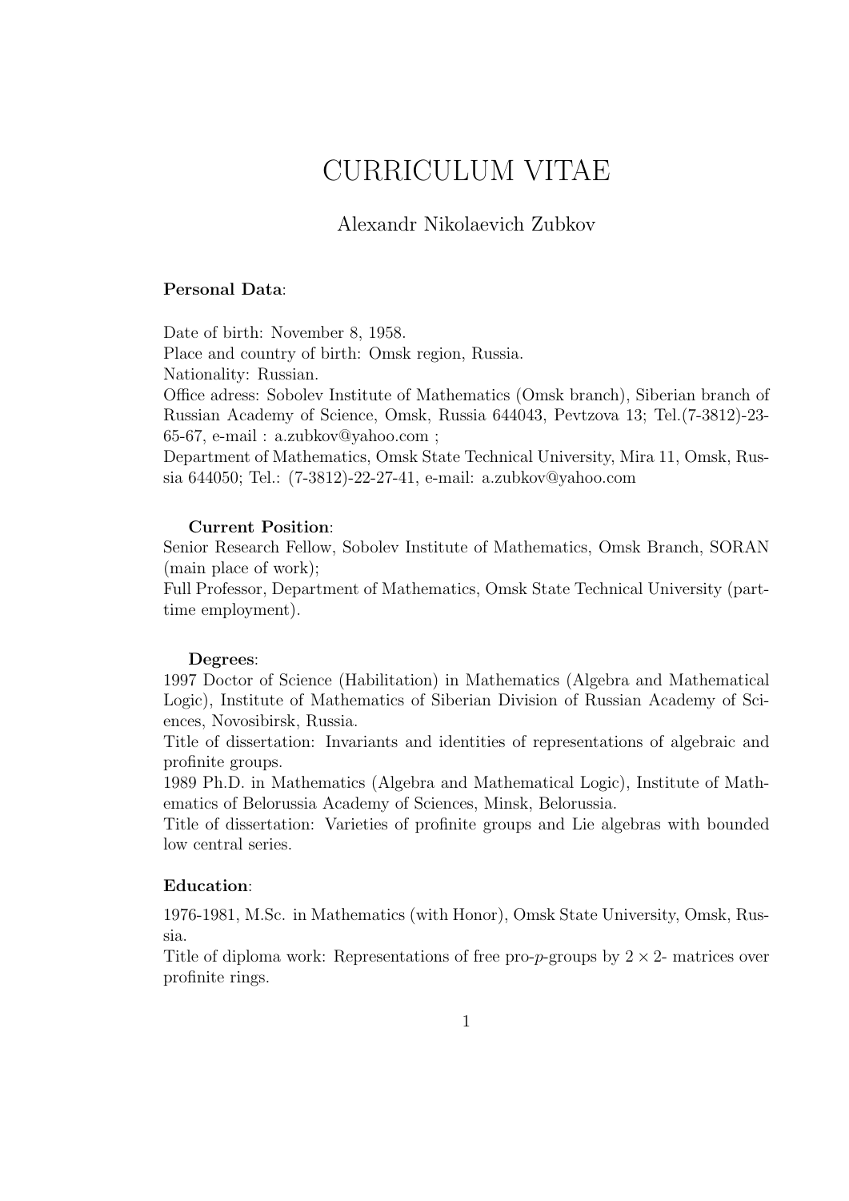# CURRICULUM VITAE

## Alexandr Nikolaevich Zubkov

**Personal Data**:

Date of birth: November 8, 1958.
Place and country of birth: Omsk region, Russia.
Nationality: Russian.
Office adress: Sobolev Institute of Mathematics (Omsk branch), Siberian branch of Russian Academy of Science, Omsk, Russia 644043, Pevtzova 13; Tel.(7-3812)-23-65-67, e-mail : a.zubkov@yahoo.com ;
Department of Mathematics, Omsk State Technical University, Mira 11, Omsk, Russia 644050; Tel.: (7-3812)-22-27-41, e-mail: a.zubkov@yahoo.com

**Current Position**:
Senior Research Fellow, Sobolev Institute of Mathematics, Omsk Branch, SORAN (main place of work);
Full Professor, Department of Mathematics, Omsk State Technical University (part-time employment).

**Degrees**:
1997 Doctor of Science (Habilitation) in Mathematics (Algebra and Mathematical Logic), Institute of Mathematics of Siberian Division of Russian Academy of Sciences, Novosibirsk, Russia.
Title of dissertation: Invariants and identities of representations of algebraic and profinite groups.
1989 Ph.D. in Mathematics (Algebra and Mathematical Logic), Institute of Mathematics of Belorussia Academy of Sciences, Minsk, Belorussia.
Title of dissertation: Varieties of profinite groups and Lie algebras with bounded low central series.

**Education**:

1976-1981, M.Sc. in Mathematics (with Honor), Omsk State University, Omsk, Russia.
Title of diploma work: Representations of free pro-$p$-groups by $2 \times 2$- matrices over profinite rings.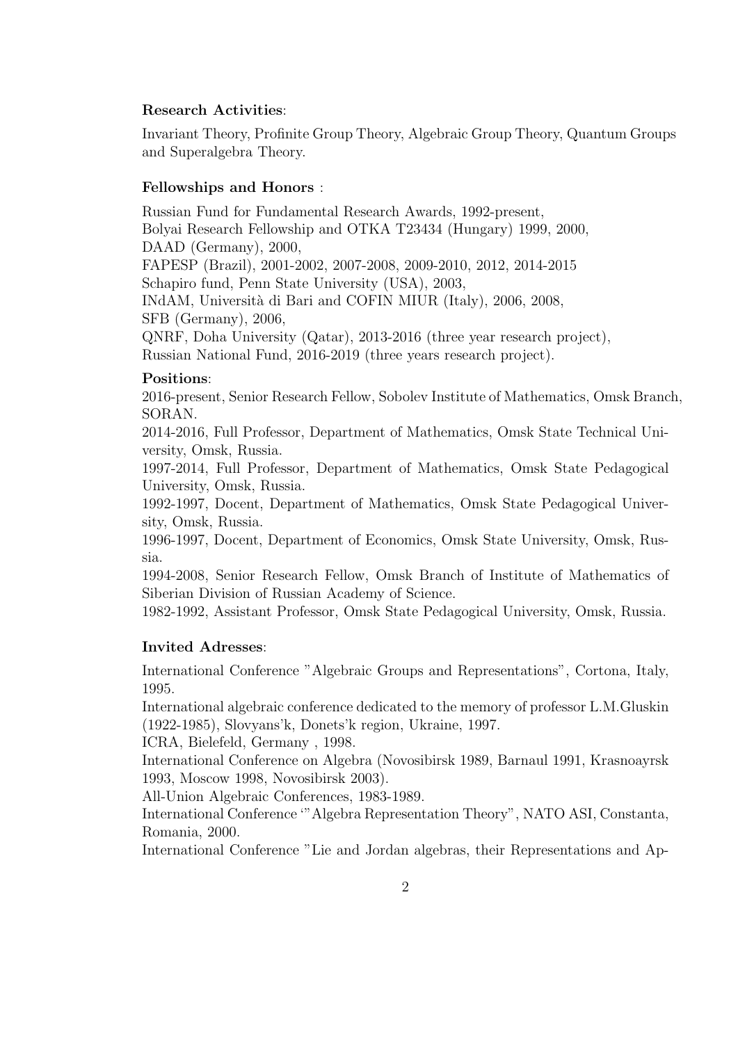**Research Activities**:

Invariant Theory, Profinite Group Theory, Algebraic Group Theory, Quantum Groups and Superalgebra Theory.

**Fellowships and Honors** :

Russian Fund for Fundamental Research Awards, 1992-present,
Bolyai Research Fellowship and OTKA T23434 (Hungary) 1999, 2000,
DAAD (Germany), 2000,
FAPESP (Brazil), 2001-2002, 2007-2008, 2009-2010, 2012, 2014-2015
Schapiro fund, Penn State University (USA), 2003,
INdAM, Università di Bari and COFIN MIUR (Italy), 2006, 2008,
SFB (Germany), 2006,
QNRF, Doha University (Qatar), 2013-2016 (three year research project),
Russian National Fund, 2016-2019 (three years research project).

**Positions**:

2016-present, Senior Research Fellow, Sobolev Institute of Mathematics, Omsk Branch, SORAN.
2014-2016, Full Professor, Department of Mathematics, Omsk State Technical University, Omsk, Russia.
1997-2014, Full Professor, Department of Mathematics, Omsk State Pedagogical University, Omsk, Russia.
1992-1997, Docent, Department of Mathematics, Omsk State Pedagogical University, Omsk, Russia.
1996-1997, Docent, Department of Economics, Omsk State University, Omsk, Russia.
1994-2008, Senior Research Fellow, Omsk Branch of Institute of Mathematics of Siberian Division of Russian Academy of Science.
1982-1992, Assistant Professor, Omsk State Pedagogical University, Omsk, Russia.

**Invited Adresses**:

International Conference "Algebraic Groups and Representations", Cortona, Italy, 1995.
International algebraic conference dedicated to the memory of professor L.M.Gluskin (1922-1985), Slovyans'k, Donets'k region, Ukraine, 1997.
ICRA, Bielefeld, Germany , 1998.
International Conference on Algebra (Novosibirsk 1989, Barnaul 1991, Krasnoayrsk 1993, Moscow 1998, Novosibirsk 2003).
All-Union Algebraic Conferences, 1983-1989.
International Conference '"Algebra Representation Theory", NATO ASI, Constanta, Romania, 2000.
International Conference "Lie and Jordan algebras, their Representations and Ap-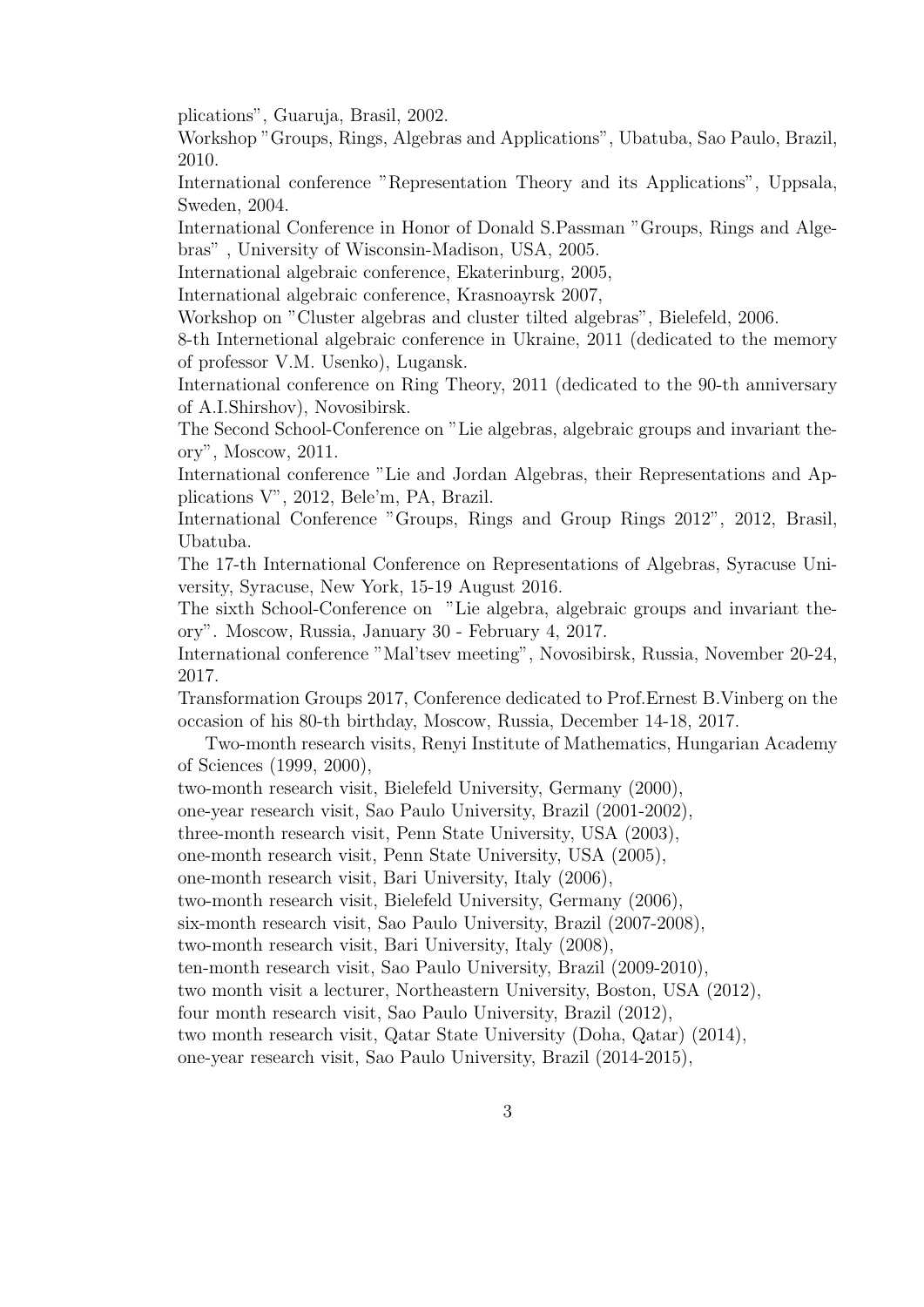plications", Guaruja, Brasil, 2002.

Workshop "Groups, Rings, Algebras and Applications", Ubatuba, Sao Paulo, Brazil, 2010.

International conference "Representation Theory and its Applications", Uppsala, Sweden, 2004.

International Conference in Honor of Donald S.Passman "Groups, Rings and Algebras" , University of Wisconsin-Madison, USA, 2005.

International algebraic conference, Ekaterinburg, 2005,

International algebraic conference, Krasnoayrsk 2007,

Workshop on "Cluster algebras and cluster tilted algebras", Bielefeld, 2006.

8-th Internetional algebraic conference in Ukraine, 2011 (dedicated to the memory of professor V.M. Usenko), Lugansk.

International conference on Ring Theory, 2011 (dedicated to the 90-th anniversary of A.I.Shirshov), Novosibirsk.

The Second School-Conference on "Lie algebras, algebraic groups and invariant theory", Moscow, 2011.

International conference "Lie and Jordan Algebras, their Representations and Applications V", 2012, Bele'm, PA, Brazil.

International Conference "Groups, Rings and Group Rings 2012", 2012, Brasil, Ubatuba.

The 17-th International Conference on Representations of Algebras, Syracuse University, Syracuse, New York, 15-19 August 2016.

The sixth School-Conference on "Lie algebra, algebraic groups and invariant theory". Moscow, Russia, January 30 - February 4, 2017.

International conference "Mal'tsev meeting", Novosibirsk, Russia, November 20-24, 2017.

Transformation Groups 2017, Conference dedicated to Prof.Ernest B.Vinberg on the occasion of his 80-th birthday, Moscow, Russia, December 14-18, 2017.

Two-month research visits, Renyi Institute of Mathematics, Hungarian Academy of Sciences (1999, 2000),

two-month research visit, Bielefeld University, Germany (2000),

one-year research visit, Sao Paulo University, Brazil (2001-2002),

three-month research visit, Penn State University, USA (2003),

one-month research visit, Penn State University, USA (2005),

one-month research visit, Bari University, Italy (2006),

two-month research visit, Bielefeld University, Germany (2006),

six-month research visit, Sao Paulo University, Brazil (2007-2008),

two-month research visit, Bari University, Italy (2008),

ten-month research visit, Sao Paulo University, Brazil (2009-2010),

two month visit a lecturer, Northeastern University, Boston, USA (2012),

four month research visit, Sao Paulo University, Brazil (2012),

two month research visit, Qatar State University (Doha, Qatar) (2014),

one-year research visit, Sao Paulo University, Brazil (2014-2015),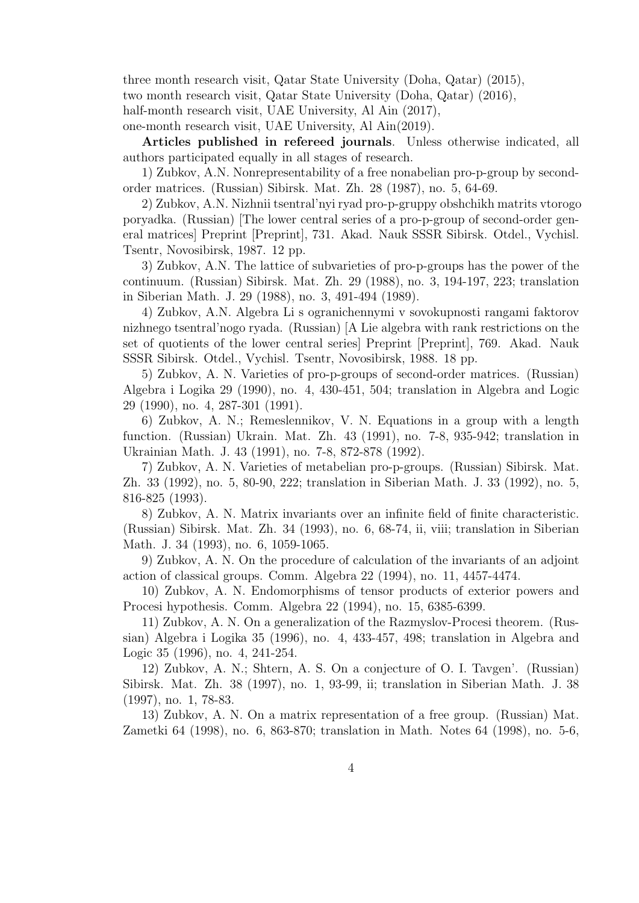three month research visit, Qatar State University (Doha, Qatar) (2015),
two month research visit, Qatar State University (Doha, Qatar) (2016),
half-month research visit, UAE University, Al Ain (2017),
one-month research visit, UAE University, Al Ain(2019).

**Articles published in refereed journals**. Unless otherwise indicated, all authors participated equally in all stages of research.

1) Zubkov, A.N. Nonrepresentability of a free nonabelian pro-p-group by second-order matrices. (Russian) Sibirsk. Mat. Zh. 28 (1987), no. 5, 64-69.

2) Zubkov, A.N. Nizhnii tsentral'nyi ryad pro-p-gruppy obshchikh matrits vtorogo poryadka. (Russian) [The lower central series of a pro-p-group of second-order general matrices] Preprint [Preprint], 731. Akad. Nauk SSSR Sibirsk. Otdel., Vychisl. Tsentr, Novosibirsk, 1987. 12 pp.

3) Zubkov, A.N. The lattice of subvarieties of pro-p-groups has the power of the continuum. (Russian) Sibirsk. Mat. Zh. 29 (1988), no. 3, 194-197, 223; translation in Siberian Math. J. 29 (1988), no. 3, 491-494 (1989).

4) Zubkov, A.N. Algebra Li s ogranichennymi v sovokupnosti rangami faktorov nizhnego tsentral'nogo ryada. (Russian) [A Lie algebra with rank restrictions on the set of quotients of the lower central series] Preprint [Preprint], 769. Akad. Nauk SSSR Sibirsk. Otdel., Vychisl. Tsentr, Novosibirsk, 1988. 18 pp.

5) Zubkov, A. N. Varieties of pro-p-groups of second-order matrices. (Russian) Algebra i Logika 29 (1990), no. 4, 430-451, 504; translation in Algebra and Logic 29 (1990), no. 4, 287-301 (1991).

6) Zubkov, A. N.; Remeslennikov, V. N. Equations in a group with a length function. (Russian) Ukrain. Mat. Zh. 43 (1991), no. 7-8, 935-942; translation in Ukrainian Math. J. 43 (1991), no. 7-8, 872-878 (1992).

7) Zubkov, A. N. Varieties of metabelian pro-p-groups. (Russian) Sibirsk. Mat. Zh. 33 (1992), no. 5, 80-90, 222; translation in Siberian Math. J. 33 (1992), no. 5, 816-825 (1993).

8) Zubkov, A. N. Matrix invariants over an infinite field of finite characteristic. (Russian) Sibirsk. Mat. Zh. 34 (1993), no. 6, 68-74, ii, viii; translation in Siberian Math. J. 34 (1993), no. 6, 1059-1065.

9) Zubkov, A. N. On the procedure of calculation of the invariants of an adjoint action of classical groups. Comm. Algebra 22 (1994), no. 11, 4457-4474.

10) Zubkov, A. N. Endomorphisms of tensor products of exterior powers and Procesi hypothesis. Comm. Algebra 22 (1994), no. 15, 6385-6399.

11) Zubkov, A. N. On a generalization of the Razmyslov-Procesi theorem. (Russian) Algebra i Logika 35 (1996), no. 4, 433-457, 498; translation in Algebra and Logic 35 (1996), no. 4, 241-254.

12) Zubkov, A. N.; Shtern, A. S. On a conjecture of O. I. Tavgen'. (Russian) Sibirsk. Mat. Zh. 38 (1997), no. 1, 93-99, ii; translation in Siberian Math. J. 38 (1997), no. 1, 78-83.

13) Zubkov, A. N. On a matrix representation of a free group. (Russian) Mat. Zametki 64 (1998), no. 6, 863-870; translation in Math. Notes 64 (1998), no. 5-6,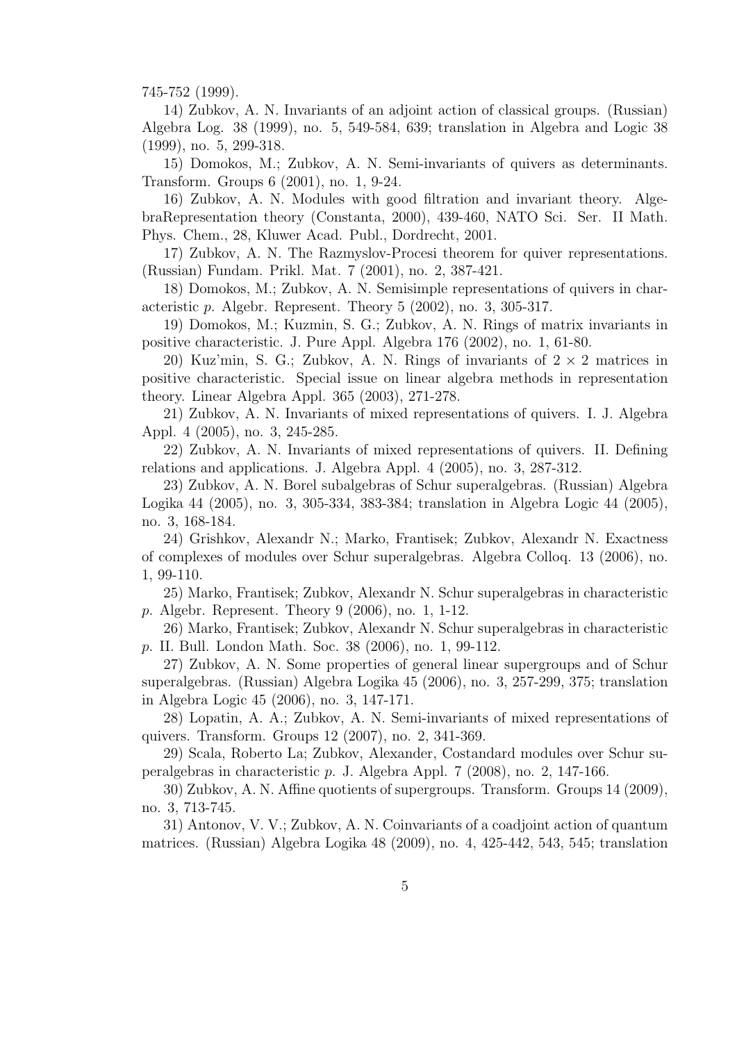745-752 (1999).

14) Zubkov, A. N. Invariants of an adjoint action of classical groups. (Russian) Algebra Log. 38 (1999), no. 5, 549-584, 639; translation in Algebra and Logic 38 (1999), no. 5, 299-318.

15) Domokos, M.; Zubkov, A. N. Semi-invariants of quivers as determinants. Transform. Groups 6 (2001), no. 1, 9-24.

16) Zubkov, A. N. Modules with good filtration and invariant theory. AlgebraRepresentation theory (Constanta, 2000), 439-460, NATO Sci. Ser. II Math. Phys. Chem., 28, Kluwer Acad. Publ., Dordrecht, 2001.

17) Zubkov, A. N. The Razmyslov-Procesi theorem for quiver representations. (Russian) Fundam. Prikl. Mat. 7 (2001), no. 2, 387-421.

18) Domokos, M.; Zubkov, A. N. Semisimple representations of quivers in characteristic $p$. Algebr. Represent. Theory 5 (2002), no. 3, 305-317.

19) Domokos, M.; Kuzmin, S. G.; Zubkov, A. N. Rings of matrix invariants in positive characteristic. J. Pure Appl. Algebra 176 (2002), no. 1, 61-80.

20) Kuz'min, S. G.; Zubkov, A. N. Rings of invariants of $2 \times 2$ matrices in positive characteristic. Special issue on linear algebra methods in representation theory. Linear Algebra Appl. 365 (2003), 271-278.

21) Zubkov, A. N. Invariants of mixed representations of quivers. I. J. Algebra Appl. 4 (2005), no. 3, 245-285.

22) Zubkov, A. N. Invariants of mixed representations of quivers. II. Defining relations and applications. J. Algebra Appl. 4 (2005), no. 3, 287-312.

23) Zubkov, A. N. Borel subalgebras of Schur superalgebras. (Russian) Algebra Logika 44 (2005), no. 3, 305-334, 383-384; translation in Algebra Logic 44 (2005), no. 3, 168-184.

24) Grishkov, Alexandr N.; Marko, Frantisek; Zubkov, Alexandr N. Exactness of complexes of modules over Schur superalgebras. Algebra Colloq. 13 (2006), no. 1, 99-110.

25) Marko, Frantisek; Zubkov, Alexandr N. Schur superalgebras in characteristic $p$. Algebr. Represent. Theory 9 (2006), no. 1, 1-12.

26) Marko, Frantisek; Zubkov, Alexandr N. Schur superalgebras in characteristic $p$. II. Bull. London Math. Soc. 38 (2006), no. 1, 99-112.

27) Zubkov, A. N. Some properties of general linear supergroups and of Schur superalgebras. (Russian) Algebra Logika 45 (2006), no. 3, 257-299, 375; translation in Algebra Logic 45 (2006), no. 3, 147-171.

28) Lopatin, A. A.; Zubkov, A. N. Semi-invariants of mixed representations of quivers. Transform. Groups 12 (2007), no. 2, 341-369.

29) Scala, Roberto La; Zubkov, Alexander, Costandard modules over Schur superalgebras in characteristic $p$. J. Algebra Appl. 7 (2008), no. 2, 147-166.

30) Zubkov, A. N. Affine quotients of supergroups. Transform. Groups 14 (2009), no. 3, 713-745.

31) Antonov, V. V.; Zubkov, A. N. Coinvariants of a coadjoint action of quantum matrices. (Russian) Algebra Logika 48 (2009), no. 4, 425-442, 543, 545; translation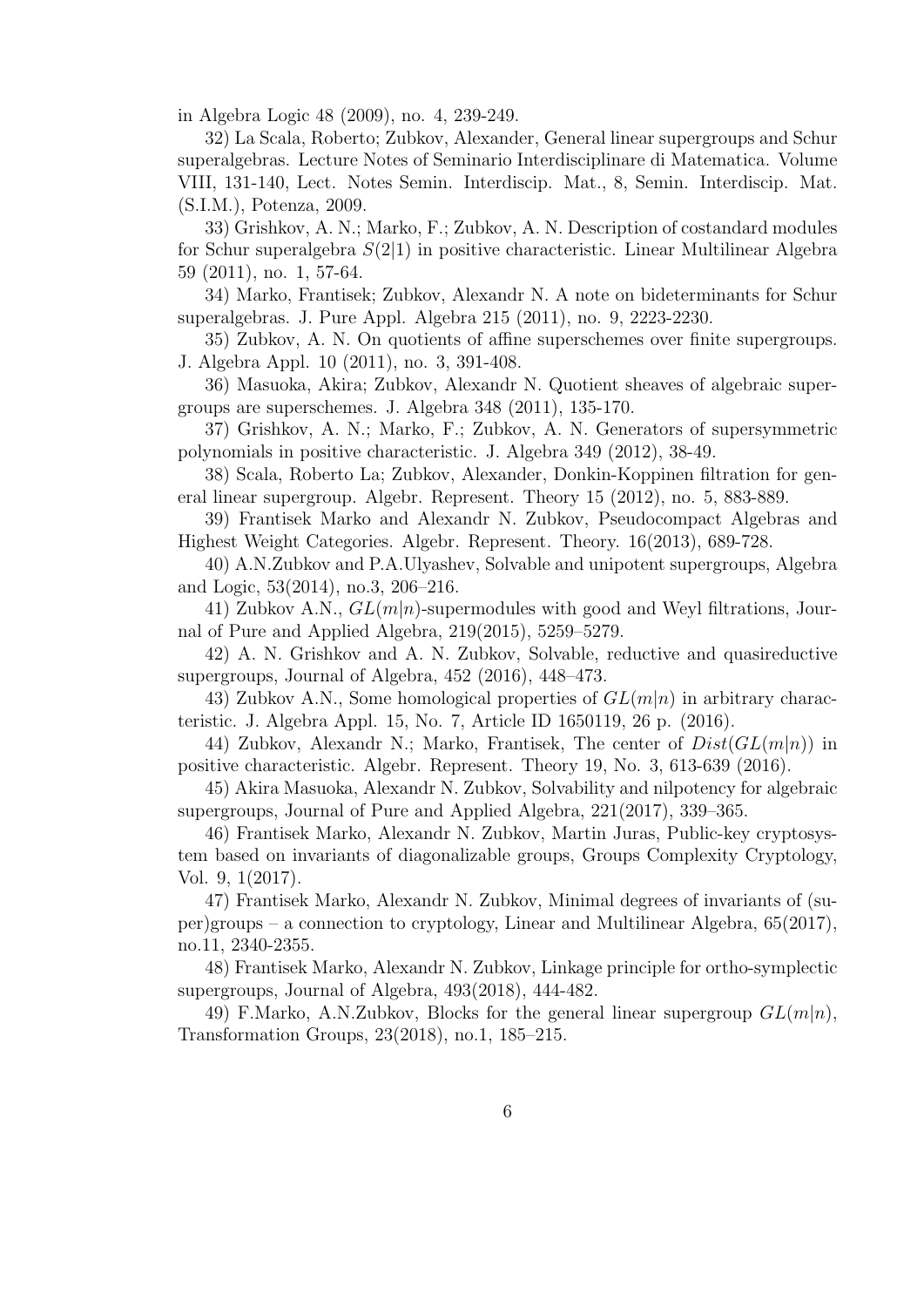in Algebra Logic 48 (2009), no. 4, 239-249.

32) La Scala, Roberto; Zubkov, Alexander, General linear supergroups and Schur superalgebras. Lecture Notes of Seminario Interdisciplinare di Matematica. Volume VIII, 131-140, Lect. Notes Semin. Interdiscip. Mat., 8, Semin. Interdiscip. Mat. (S.I.M.), Potenza, 2009.

33) Grishkov, A. N.; Marko, F.; Zubkov, A. N. Description of costandard modules for Schur superalgebra $S(2|1)$ in positive characteristic. Linear Multilinear Algebra 59 (2011), no. 1, 57-64.

34) Marko, Frantisek; Zubkov, Alexandr N. A note on bideterminants for Schur superalgebras. J. Pure Appl. Algebra 215 (2011), no. 9, 2223-2230.

35) Zubkov, A. N. On quotients of affine superschemes over finite supergroups. J. Algebra Appl. 10 (2011), no. 3, 391-408.

36) Masuoka, Akira; Zubkov, Alexandr N. Quotient sheaves of algebraic supergroups are superschemes. J. Algebra 348 (2011), 135-170.

37) Grishkov, A. N.; Marko, F.; Zubkov, A. N. Generators of supersymmetric polynomials in positive characteristic. J. Algebra 349 (2012), 38-49.

38) Scala, Roberto La; Zubkov, Alexander, Donkin-Koppinen filtration for general linear supergroup. Algebr. Represent. Theory 15 (2012), no. 5, 883-889.

39) Frantisek Marko and Alexandr N. Zubkov, Pseudocompact Algebras and Highest Weight Categories. Algebr. Represent. Theory. 16(2013), 689-728.

40) A.N.Zubkov and P.A.Ulyashev, Solvable and unipotent supergroups, Algebra and Logic, 53(2014), no.3, 206–216.

41) Zubkov A.N., $GL(m|n)$-supermodules with good and Weyl filtrations, Journal of Pure and Applied Algebra, 219(2015), 5259–5279.

42) A. N. Grishkov and A. N. Zubkov, Solvable, reductive and quasireductive supergroups, Journal of Algebra, 452 (2016), 448–473.

43) Zubkov A.N., Some homological properties of $GL(m|n)$ in arbitrary characteristic. J. Algebra Appl. 15, No. 7, Article ID 1650119, 26 p. (2016).

44) Zubkov, Alexandr N.; Marko, Frantisek, The center of $Dist(GL(m|n))$ in positive characteristic. Algebr. Represent. Theory 19, No. 3, 613-639 (2016).

45) Akira Masuoka, Alexandr N. Zubkov, Solvability and nilpotency for algebraic supergroups, Journal of Pure and Applied Algebra, 221(2017), 339–365.

46) Frantisek Marko, Alexandr N. Zubkov, Martin Juras, Public-key cryptosystem based on invariants of diagonalizable groups, Groups Complexity Cryptology, Vol. 9, 1(2017).

47) Frantisek Marko, Alexandr N. Zubkov, Minimal degrees of invariants of (super)groups – a connection to cryptology, Linear and Multilinear Algebra, 65(2017), no.11, 2340-2355.

48) Frantisek Marko, Alexandr N. Zubkov, Linkage principle for ortho-symplectic supergroups, Journal of Algebra, 493(2018), 444-482.

49) F.Marko, A.N.Zubkov, Blocks for the general linear supergroup $GL(m|n)$, Transformation Groups, 23(2018), no.1, 185–215.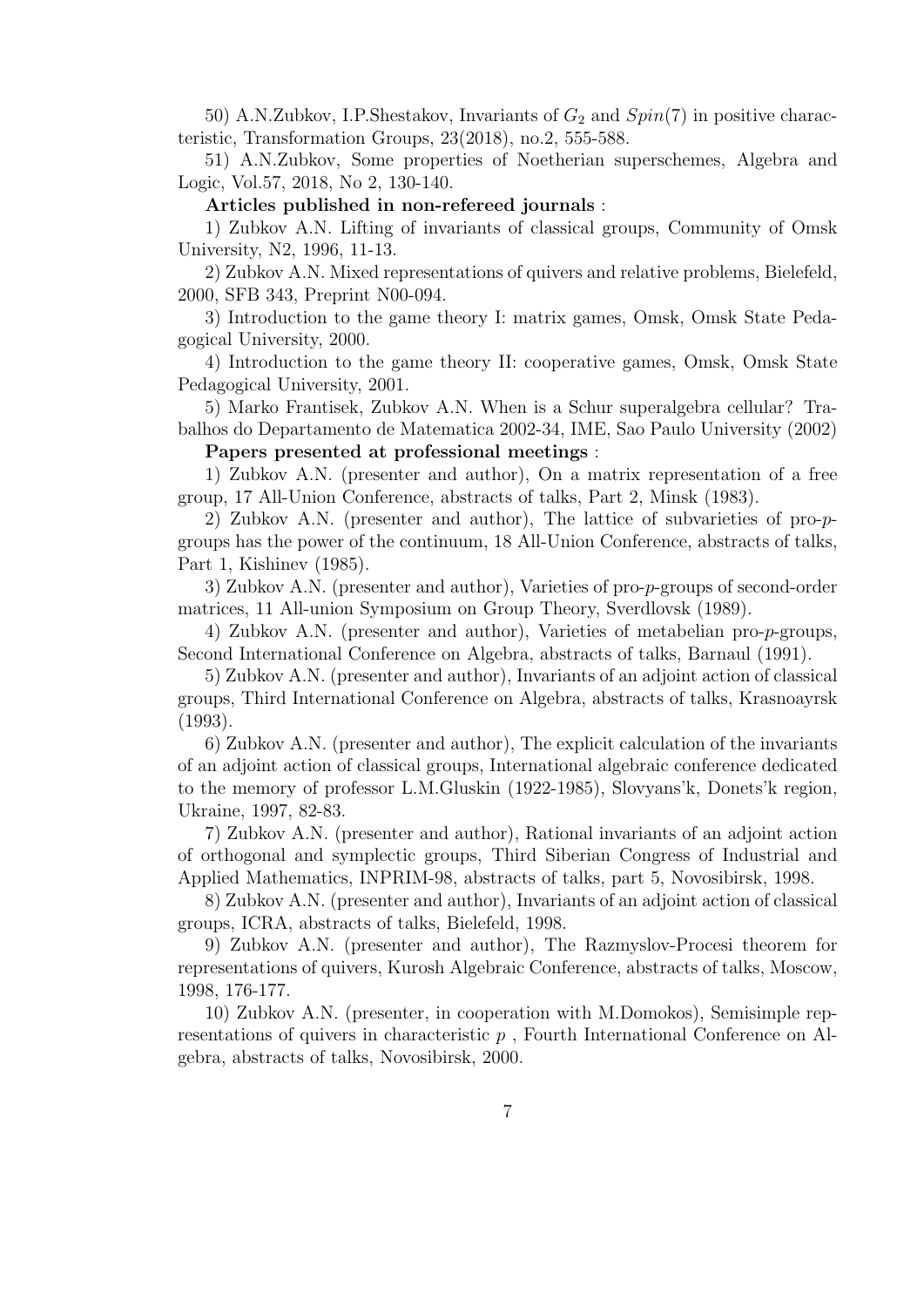50) A.N.Zubkov, I.P.Shestakov, Invariants of $G_2$ and $Spin(7)$ in positive characteristic, Transformation Groups, 23(2018), no.2, 555-588.

51) A.N.Zubkov, Some properties of Noetherian superschemes, Algebra and Logic, Vol.57, 2018, No 2, 130-140.

**Articles published in non-refereed journals** :

1) Zubkov A.N. Lifting of invariants of classical groups, Community of Omsk University, N2, 1996, 11-13.

2) Zubkov A.N. Mixed representations of quivers and relative problems, Bielefeld, 2000, SFB 343, Preprint N00-094.

3) Introduction to the game theory I: matrix games, Omsk, Omsk State Pedagogical University, 2000.

4) Introduction to the game theory II: cooperative games, Omsk, Omsk State Pedagogical University, 2001.

5) Marko Frantisek, Zubkov A.N. When is a Schur superalgebra cellular? Trabalhos do Departamento de Matematica 2002-34, IME, Sao Paulo University (2002)

**Papers presented at professional meetings** :

1) Zubkov A.N. (presenter and author), On a matrix representation of a free group, 17 All-Union Conference, abstracts of talks, Part 2, Minsk (1983).

2) Zubkov A.N. (presenter and author), The lattice of subvarieties of pro-$p$-groups has the power of the continuum, 18 All-Union Conference, abstracts of talks, Part 1, Kishinev (1985).

3) Zubkov A.N. (presenter and author), Varieties of pro-$p$-groups of second-order matrices, 11 All-union Symposium on Group Theory, Sverdlovsk (1989).

4) Zubkov A.N. (presenter and author), Varieties of metabelian pro-$p$-groups, Second International Conference on Algebra, abstracts of talks, Barnaul (1991).

5) Zubkov A.N. (presenter and author), Invariants of an adjoint action of classical groups, Third International Conference on Algebra, abstracts of talks, Krasnoayrsk (1993).

6) Zubkov A.N. (presenter and author), The explicit calculation of the invariants of an adjoint action of classical groups, International algebraic conference dedicated to the memory of professor L.M.Gluskin (1922-1985), Slovyans'k, Donets'k region, Ukraine, 1997, 82-83.

7) Zubkov A.N. (presenter and author), Rational invariants of an adjoint action of orthogonal and symplectic groups, Third Siberian Congress of Industrial and Applied Mathematics, INPRIM-98, abstracts of talks, part 5, Novosibirsk, 1998.

8) Zubkov A.N. (presenter and author), Invariants of an adjoint action of classical groups, ICRA, abstracts of talks, Bielefeld, 1998.

9) Zubkov A.N. (presenter and author), The Razmyslov-Procesi theorem for representations of quivers, Kurosh Algebraic Conference, abstracts of talks, Moscow, 1998, 176-177.

10) Zubkov A.N. (presenter, in cooperation with M.Domokos), Semisimple representations of quivers in characteristic $p$ , Fourth International Conference on Algebra, abstracts of talks, Novosibirsk, 2000.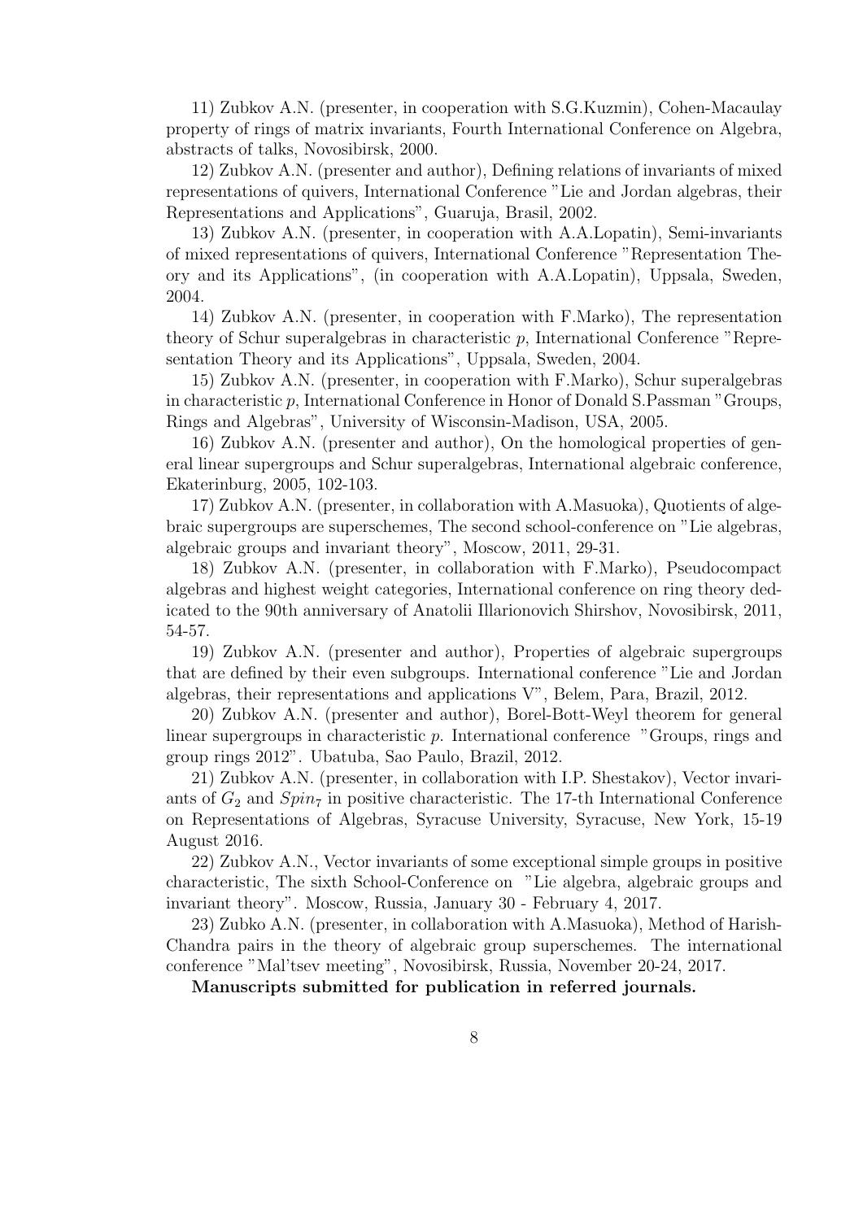11) Zubkov A.N. (presenter, in cooperation with S.G.Kuzmin), Cohen-Macaulay property of rings of matrix invariants, Fourth International Conference on Algebra, abstracts of talks, Novosibirsk, 2000.

12) Zubkov A.N. (presenter and author), Defining relations of invariants of mixed representations of quivers, International Conference "Lie and Jordan algebras, their Representations and Applications", Guaruja, Brasil, 2002.

13) Zubkov A.N. (presenter, in cooperation with A.A.Lopatin), Semi-invariants of mixed representations of quivers, International Conference "Representation Theory and its Applications", (in cooperation with A.A.Lopatin), Uppsala, Sweden, 2004.

14) Zubkov A.N. (presenter, in cooperation with F.Marko), The representation theory of Schur superalgebras in characteristic $p$, International Conference "Representation Theory and its Applications", Uppsala, Sweden, 2004.

15) Zubkov A.N. (presenter, in cooperation with F.Marko), Schur superalgebras in characteristic $p$, International Conference in Honor of Donald S.Passman "Groups, Rings and Algebras", University of Wisconsin-Madison, USA, 2005.

16) Zubkov A.N. (presenter and author), On the homological properties of general linear supergroups and Schur superalgebras, International algebraic conference, Ekaterinburg, 2005, 102-103.

17) Zubkov A.N. (presenter, in collaboration with A.Masuoka), Quotients of algebraic supergroups are superschemes, The second school-conference on "Lie algebras, algebraic groups and invariant theory", Moscow, 2011, 29-31.

18) Zubkov A.N. (presenter, in collaboration with F.Marko), Pseudocompact algebras and highest weight categories, International conference on ring theory dedicated to the 90th anniversary of Anatolii Illarionovich Shirshov, Novosibirsk, 2011, 54-57.

19) Zubkov A.N. (presenter and author), Properties of algebraic supergroups that are defined by their even subgroups. International conference "Lie and Jordan algebras, their representations and applications V", Belem, Para, Brazil, 2012.

20) Zubkov A.N. (presenter and author), Borel-Bott-Weyl theorem for general linear supergroups in characteristic $p$. International conference "Groups, rings and group rings 2012". Ubatuba, Sao Paulo, Brazil, 2012.

21) Zubkov A.N. (presenter, in collaboration with I.P. Shestakov), Vector invariants of $G_2$ and $Spin_7$ in positive characteristic. The 17-th International Conference on Representations of Algebras, Syracuse University, Syracuse, New York, 15-19 August 2016.

22) Zubkov A.N., Vector invariants of some exceptional simple groups in positive characteristic, The sixth School-Conference on "Lie algebra, algebraic groups and invariant theory". Moscow, Russia, January 30 - February 4, 2017.

23) Zubko A.N. (presenter, in collaboration with A.Masuoka), Method of Harish-Chandra pairs in the theory of algebraic group superschemes. The international conference "Mal'tsev meeting", Novosibirsk, Russia, November 20-24, 2017.

**Manuscripts submitted for publication in referred journals.**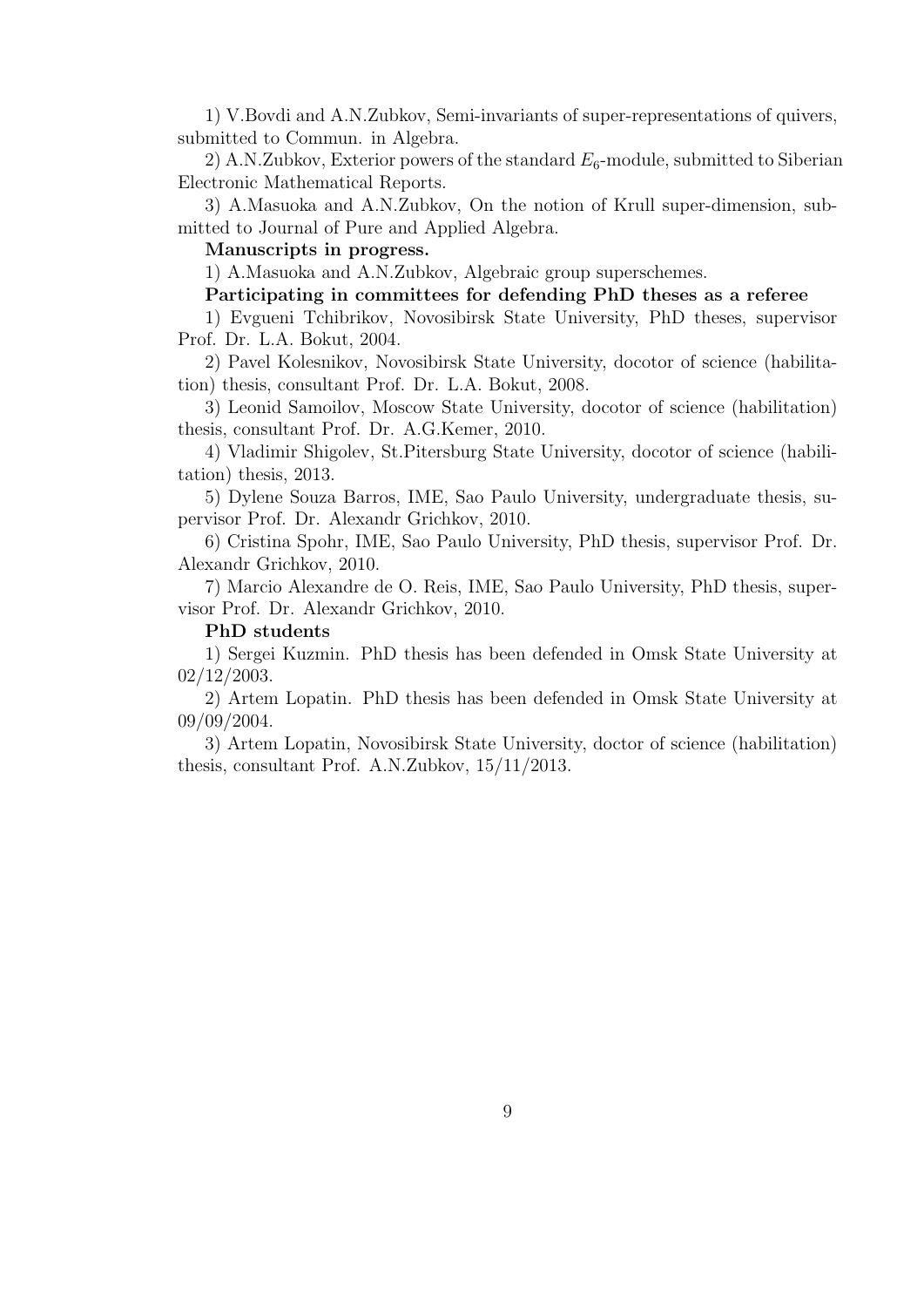1) V.Bovdi and A.N.Zubkov, Semi-invariants of super-representations of quivers, submitted to Commun. in Algebra.

2) A.N.Zubkov, Exterior powers of the standard $E_6$-module, submitted to Siberian Electronic Mathematical Reports.

3) A.Masuoka and A.N.Zubkov, On the notion of Krull super-dimension, submitted to Journal of Pure and Applied Algebra.

**Manuscripts in progress.**

1) A.Masuoka and A.N.Zubkov, Algebraic group superschemes.

**Participating in committees for defending PhD theses as a referee**

1) Evgueni Tchibrikov, Novosibirsk State University, PhD theses, supervisor Prof. Dr. L.A. Bokut, 2004.

2) Pavel Kolesnikov, Novosibirsk State University, docotor of science (habilitation) thesis, consultant Prof. Dr. L.A. Bokut, 2008.

3) Leonid Samoilov, Moscow State University, docotor of science (habilitation) thesis, consultant Prof. Dr. A.G.Kemer, 2010.

4) Vladimir Shigolev, St.Pitersburg State University, docotor of science (habilitation) thesis, 2013.

5) Dylene Souza Barros, IME, Sao Paulo University, undergraduate thesis, supervisor Prof. Dr. Alexandr Grichkov, 2010.

6) Cristina Spohr, IME, Sao Paulo University, PhD thesis, supervisor Prof. Dr. Alexandr Grichkov, 2010.

7) Marcio Alexandre de O. Reis, IME, Sao Paulo University, PhD thesis, supervisor Prof. Dr. Alexandr Grichkov, 2010.

**PhD students**

1) Sergei Kuzmin. PhD thesis has been defended in Omsk State University at 02/12/2003.

2) Artem Lopatin. PhD thesis has been defended in Omsk State University at 09/09/2004.

3) Artem Lopatin, Novosibirsk State University, doctor of science (habilitation) thesis, consultant Prof. A.N.Zubkov, 15/11/2013.